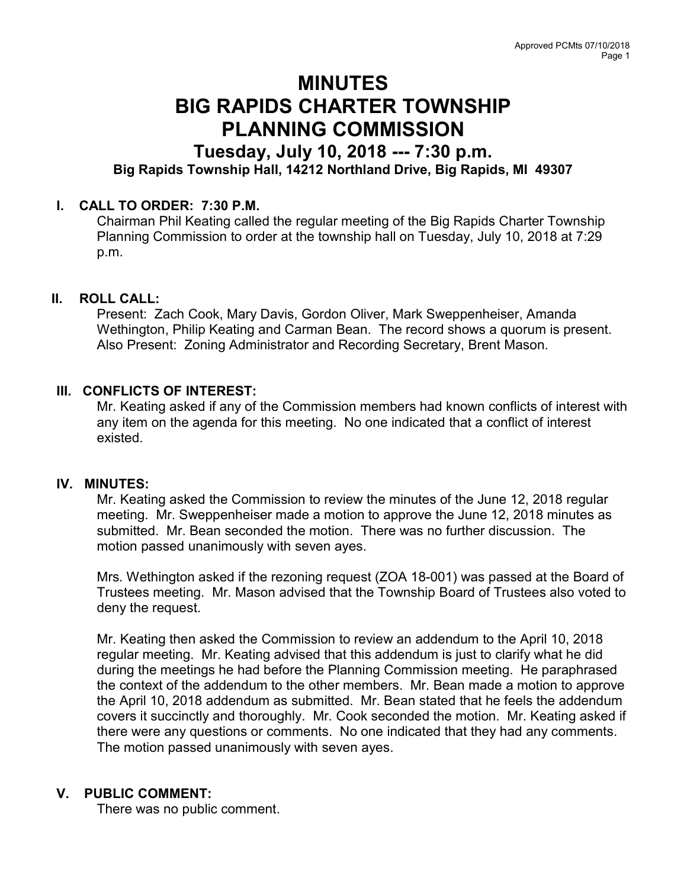# MINUTES
# BIG RAPIDS CHARTER TOWNSHIP
# PLANNING COMMISSION

## Tuesday, July 10, 2018 --- 7:30 p.m.

**Big Rapids Township Hall, 14212 Northland Drive, Big Rapids, MI 49307**

### I. CALL TO ORDER: 7:30 P.M.

Chairman Phil Keating called the regular meeting of the Big Rapids Charter Township Planning Commission to order at the township hall on Tuesday, July 10, 2018 at 7:29 p.m.

### II. ROLL CALL:

Present: Zach Cook, Mary Davis, Gordon Oliver, Mark Sweppenheiser, Amanda Wethington, Philip Keating and Carman Bean. The record shows a quorum is present. Also Present: Zoning Administrator and Recording Secretary, Brent Mason.

### III. CONFLICTS OF INTEREST:

Mr. Keating asked if any of the Commission members had known conflicts of interest with any item on the agenda for this meeting. No one indicated that a conflict of interest existed.

### IV. MINUTES:

Mr. Keating asked the Commission to review the minutes of the June 12, 2018 regular meeting. Mr. Sweppenheiser made a motion to approve the June 12, 2018 minutes as submitted. Mr. Bean seconded the motion. There was no further discussion. The motion passed unanimously with seven ayes.

Mrs. Wethington asked if the rezoning request (ZOA 18-001) was passed at the Board of Trustees meeting. Mr. Mason advised that the Township Board of Trustees also voted to deny the request.

Mr. Keating then asked the Commission to review an addendum to the April 10, 2018 regular meeting. Mr. Keating advised that this addendum is just to clarify what he did during the meetings he had before the Planning Commission meeting. He paraphrased the context of the addendum to the other members. Mr. Bean made a motion to approve the April 10, 2018 addendum as submitted. Mr. Bean stated that he feels the addendum covers it succinctly and thoroughly. Mr. Cook seconded the motion. Mr. Keating asked if there were any questions or comments. No one indicated that they had any comments. The motion passed unanimously with seven ayes.

### V. PUBLIC COMMENT:

There was no public comment.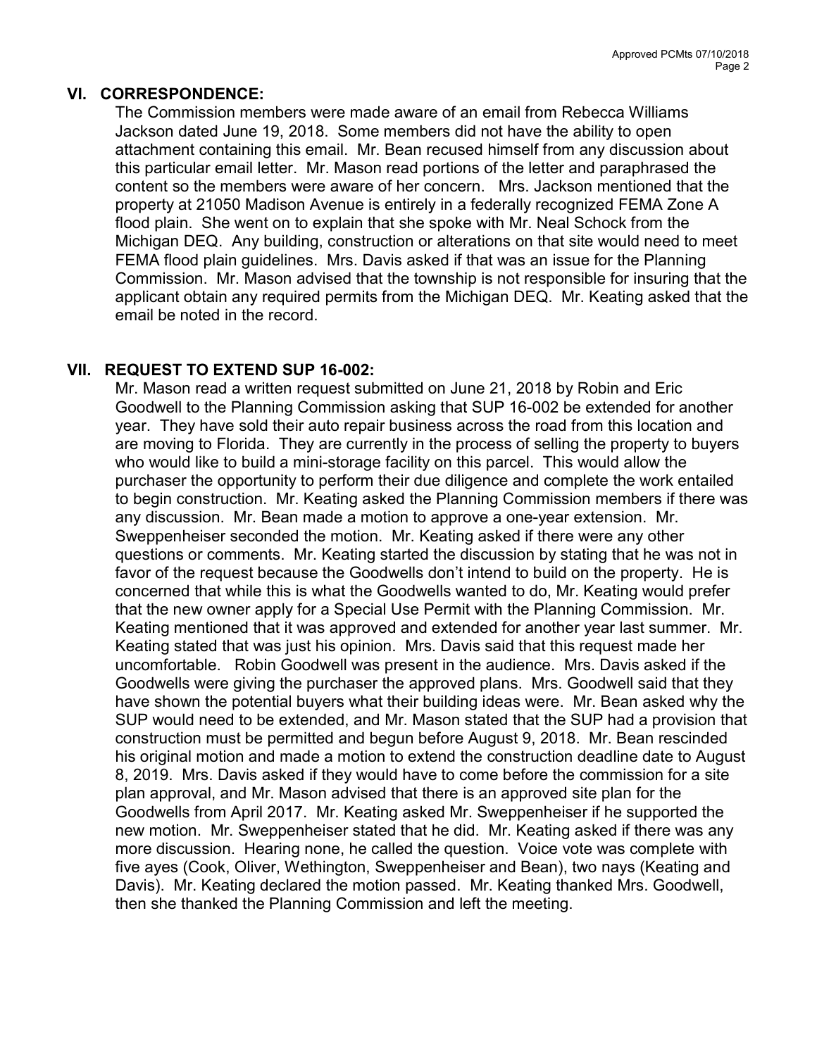## VI. CORRESPONDENCE:

The Commission members were made aware of an email from Rebecca Williams Jackson dated June 19, 2018. Some members did not have the ability to open attachment containing this email. Mr. Bean recused himself from any discussion about this particular email letter. Mr. Mason read portions of the letter and paraphrased the content so the members were aware of her concern. Mrs. Jackson mentioned that the property at 21050 Madison Avenue is entirely in a federally recognized FEMA Zone A flood plain. She went on to explain that she spoke with Mr. Neal Schock from the Michigan DEQ. Any building, construction or alterations on that site would need to meet FEMA flood plain guidelines. Mrs. Davis asked if that was an issue for the Planning Commission. Mr. Mason advised that the township is not responsible for insuring that the applicant obtain any required permits from the Michigan DEQ. Mr. Keating asked that the email be noted in the record.

## VII. REQUEST TO EXTEND SUP 16-002:

Mr. Mason read a written request submitted on June 21, 2018 by Robin and Eric Goodwell to the Planning Commission asking that SUP 16-002 be extended for another year. They have sold their auto repair business across the road from this location and are moving to Florida. They are currently in the process of selling the property to buyers who would like to build a mini-storage facility on this parcel. This would allow the purchaser the opportunity to perform their due diligence and complete the work entailed to begin construction. Mr. Keating asked the Planning Commission members if there was any discussion. Mr. Bean made a motion to approve a one-year extension. Mr. Sweppenheiser seconded the motion. Mr. Keating asked if there were any other questions or comments. Mr. Keating started the discussion by stating that he was not in favor of the request because the Goodwells don't intend to build on the property. He is concerned that while this is what the Goodwells wanted to do, Mr. Keating would prefer that the new owner apply for a Special Use Permit with the Planning Commission. Mr. Keating mentioned that it was approved and extended for another year last summer. Mr. Keating stated that was just his opinion. Mrs. Davis said that this request made her uncomfortable. Robin Goodwell was present in the audience. Mrs. Davis asked if the Goodwells were giving the purchaser the approved plans. Mrs. Goodwell said that they have shown the potential buyers what their building ideas were. Mr. Bean asked why the SUP would need to be extended, and Mr. Mason stated that the SUP had a provision that construction must be permitted and begun before August 9, 2018. Mr. Bean rescinded his original motion and made a motion to extend the construction deadline date to August 8, 2019. Mrs. Davis asked if they would have to come before the commission for a site plan approval, and Mr. Mason advised that there is an approved site plan for the Goodwells from April 2017. Mr. Keating asked Mr. Sweppenheiser if he supported the new motion. Mr. Sweppenheiser stated that he did. Mr. Keating asked if there was any more discussion. Hearing none, he called the question. Voice vote was complete with five ayes (Cook, Oliver, Wethington, Sweppenheiser and Bean), two nays (Keating and Davis). Mr. Keating declared the motion passed. Mr. Keating thanked Mrs. Goodwell, then she thanked the Planning Commission and left the meeting.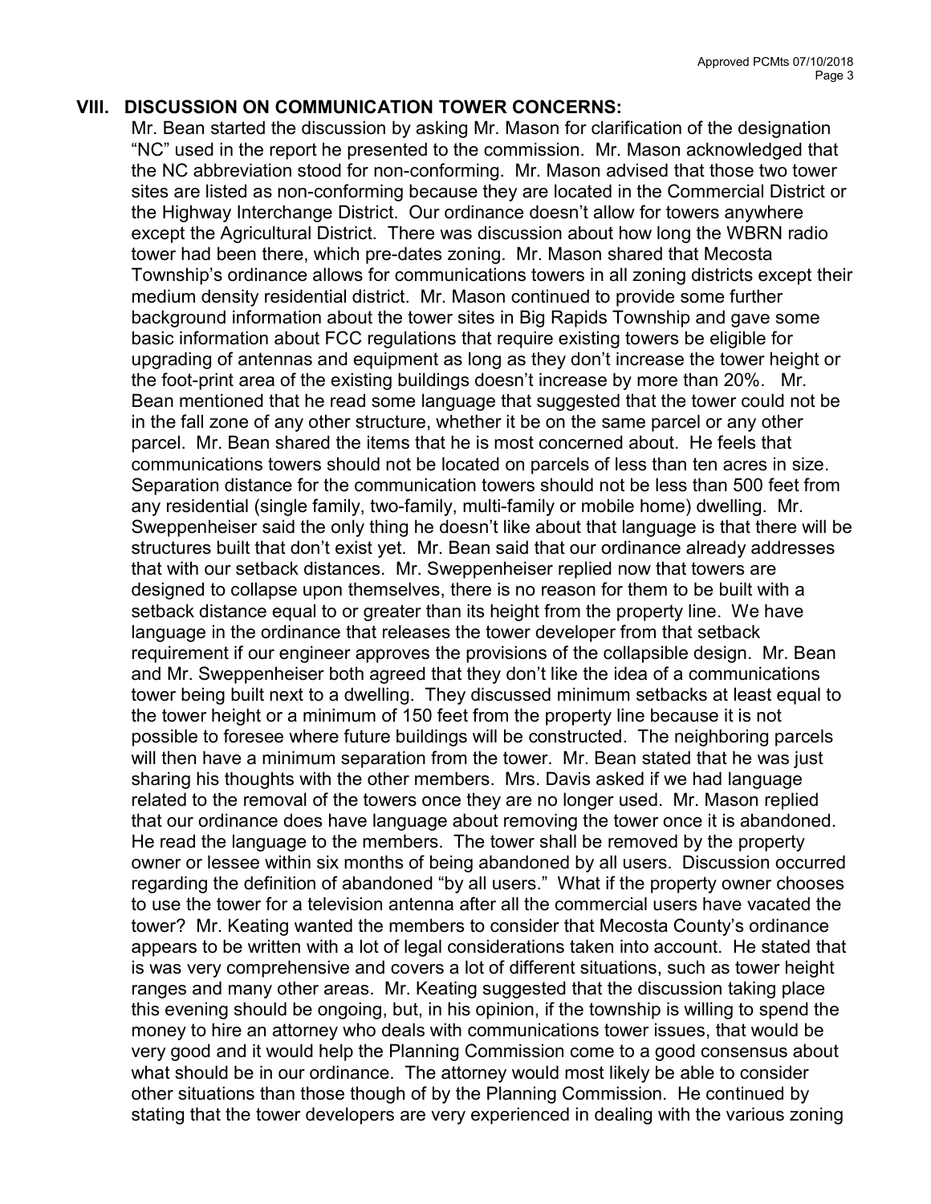## VIII. DISCUSSION ON COMMUNICATION TOWER CONCERNS:

Mr. Bean started the discussion by asking Mr. Mason for clarification of the designation "NC" used in the report he presented to the commission. Mr. Mason acknowledged that the NC abbreviation stood for non-conforming. Mr. Mason advised that those two tower sites are listed as non-conforming because they are located in the Commercial District or the Highway Interchange District. Our ordinance doesn't allow for towers anywhere except the Agricultural District. There was discussion about how long the WBRN radio tower had been there, which pre-dates zoning. Mr. Mason shared that Mecosta Township's ordinance allows for communications towers in all zoning districts except their medium density residential district. Mr. Mason continued to provide some further background information about the tower sites in Big Rapids Township and gave some basic information about FCC regulations that require existing towers be eligible for upgrading of antennas and equipment as long as they don't increase the tower height or the foot-print area of the existing buildings doesn't increase by more than 20%. Mr. Bean mentioned that he read some language that suggested that the tower could not be in the fall zone of any other structure, whether it be on the same parcel or any other parcel. Mr. Bean shared the items that he is most concerned about. He feels that communications towers should not be located on parcels of less than ten acres in size. Separation distance for the communication towers should not be less than 500 feet from any residential (single family, two-family, multi-family or mobile home) dwelling. Mr. Sweppenheiser said the only thing he doesn't like about that language is that there will be structures built that don't exist yet. Mr. Bean said that our ordinance already addresses that with our setback distances. Mr. Sweppenheiser replied now that towers are designed to collapse upon themselves, there is no reason for them to be built with a setback distance equal to or greater than its height from the property line. We have language in the ordinance that releases the tower developer from that setback requirement if our engineer approves the provisions of the collapsible design. Mr. Bean and Mr. Sweppenheiser both agreed that they don't like the idea of a communications tower being built next to a dwelling. They discussed minimum setbacks at least equal to the tower height or a minimum of 150 feet from the property line because it is not possible to foresee where future buildings will be constructed. The neighboring parcels will then have a minimum separation from the tower. Mr. Bean stated that he was just sharing his thoughts with the other members. Mrs. Davis asked if we had language related to the removal of the towers once they are no longer used. Mr. Mason replied that our ordinance does have language about removing the tower once it is abandoned. He read the language to the members. The tower shall be removed by the property owner or lessee within six months of being abandoned by all users. Discussion occurred regarding the definition of abandoned "by all users." What if the property owner chooses to use the tower for a television antenna after all the commercial users have vacated the tower? Mr. Keating wanted the members to consider that Mecosta County's ordinance appears to be written with a lot of legal considerations taken into account. He stated that is was very comprehensive and covers a lot of different situations, such as tower height ranges and many other areas. Mr. Keating suggested that the discussion taking place this evening should be ongoing, but, in his opinion, if the township is willing to spend the money to hire an attorney who deals with communications tower issues, that would be very good and it would help the Planning Commission come to a good consensus about what should be in our ordinance. The attorney would most likely be able to consider other situations than those though of by the Planning Commission. He continued by stating that the tower developers are very experienced in dealing with the various zoning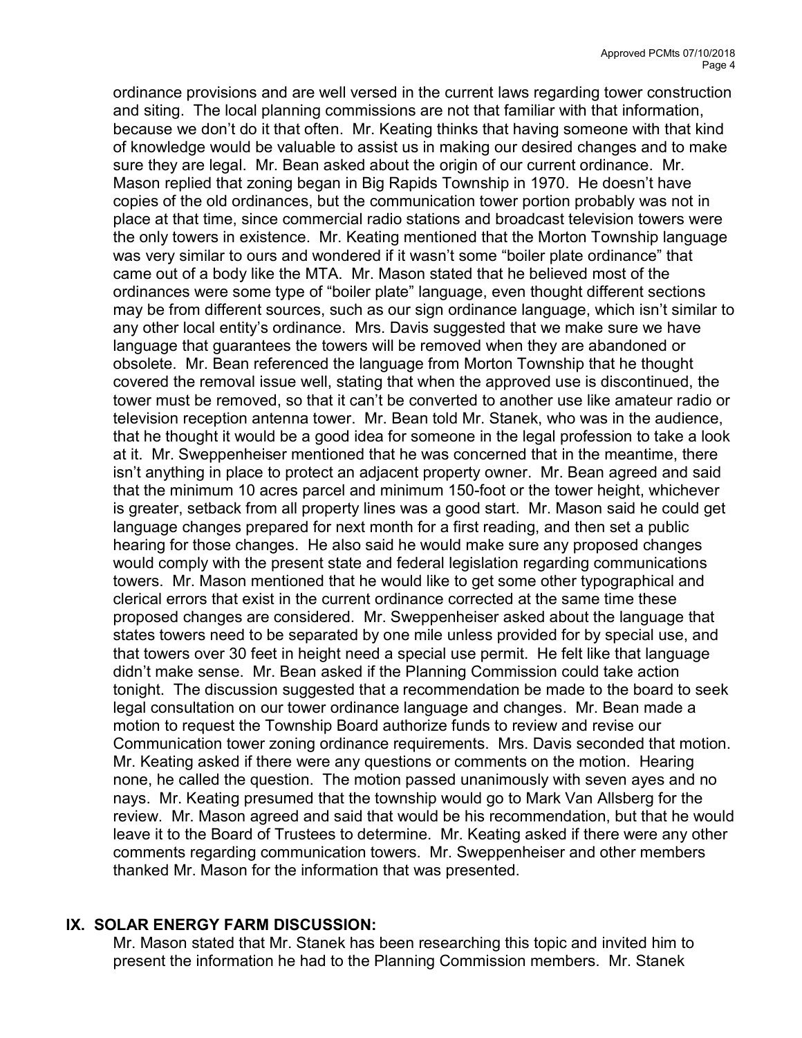ordinance provisions and are well versed in the current laws regarding tower construction and siting. The local planning commissions are not that familiar with that information, because we don't do it that often. Mr. Keating thinks that having someone with that kind of knowledge would be valuable to assist us in making our desired changes and to make sure they are legal. Mr. Bean asked about the origin of our current ordinance. Mr. Mason replied that zoning began in Big Rapids Township in 1970. He doesn't have copies of the old ordinances, but the communication tower portion probably was not in place at that time, since commercial radio stations and broadcast television towers were the only towers in existence. Mr. Keating mentioned that the Morton Township language was very similar to ours and wondered if it wasn't some "boiler plate ordinance" that came out of a body like the MTA. Mr. Mason stated that he believed most of the ordinances were some type of "boiler plate" language, even thought different sections may be from different sources, such as our sign ordinance language, which isn't similar to any other local entity's ordinance. Mrs. Davis suggested that we make sure we have language that guarantees the towers will be removed when they are abandoned or obsolete. Mr. Bean referenced the language from Morton Township that he thought covered the removal issue well, stating that when the approved use is discontinued, the tower must be removed, so that it can't be converted to another use like amateur radio or television reception antenna tower. Mr. Bean told Mr. Stanek, who was in the audience, that he thought it would be a good idea for someone in the legal profession to take a look at it. Mr. Sweppenheiser mentioned that he was concerned that in the meantime, there isn't anything in place to protect an adjacent property owner. Mr. Bean agreed and said that the minimum 10 acres parcel and minimum 150-foot or the tower height, whichever is greater, setback from all property lines was a good start. Mr. Mason said he could get language changes prepared for next month for a first reading, and then set a public hearing for those changes. He also said he would make sure any proposed changes would comply with the present state and federal legislation regarding communications towers. Mr. Mason mentioned that he would like to get some other typographical and clerical errors that exist in the current ordinance corrected at the same time these proposed changes are considered. Mr. Sweppenheiser asked about the language that states towers need to be separated by one mile unless provided for by special use, and that towers over 30 feet in height need a special use permit. He felt like that language didn't make sense. Mr. Bean asked if the Planning Commission could take action tonight. The discussion suggested that a recommendation be made to the board to seek legal consultation on our tower ordinance language and changes. Mr. Bean made a motion to request the Township Board authorize funds to review and revise our Communication tower zoning ordinance requirements. Mrs. Davis seconded that motion. Mr. Keating asked if there were any questions or comments on the motion. Hearing none, he called the question. The motion passed unanimously with seven ayes and no nays. Mr. Keating presumed that the township would go to Mark Van Allsberg for the review. Mr. Mason agreed and said that would be his recommendation, but that he would leave it to the Board of Trustees to determine. Mr. Keating asked if there were any other comments regarding communication towers. Mr. Sweppenheiser and other members thanked Mr. Mason for the information that was presented.

## IX. SOLAR ENERGY FARM DISCUSSION:

Mr. Mason stated that Mr. Stanek has been researching this topic and invited him to present the information he had to the Planning Commission members. Mr. Stanek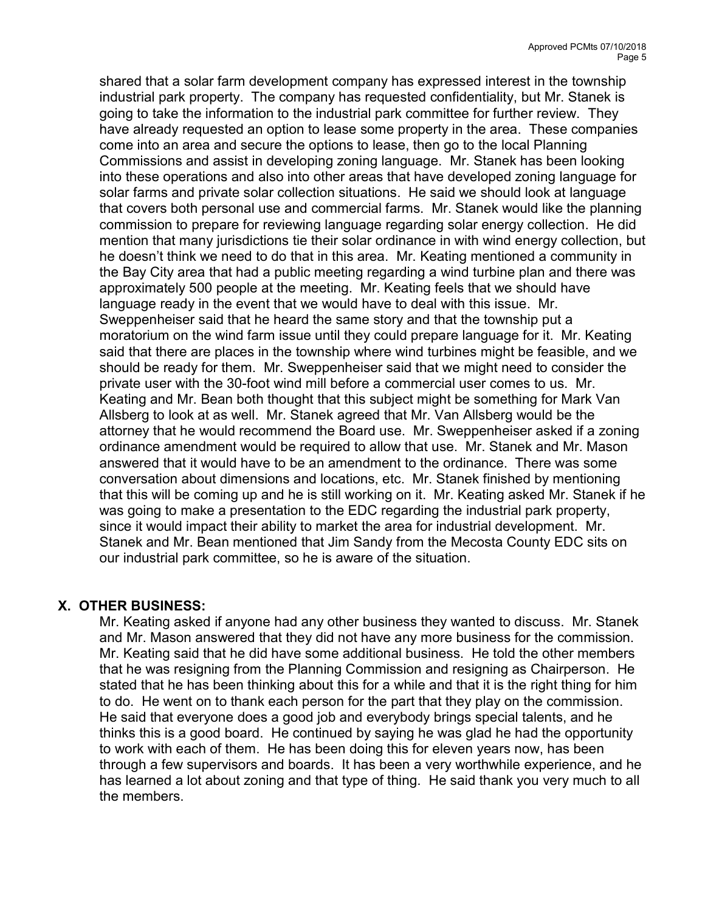shared that a solar farm development company has expressed interest in the township industrial park property. The company has requested confidentiality, but Mr. Stanek is going to take the information to the industrial park committee for further review. They have already requested an option to lease some property in the area. These companies come into an area and secure the options to lease, then go to the local Planning Commissions and assist in developing zoning language. Mr. Stanek has been looking into these operations and also into other areas that have developed zoning language for solar farms and private solar collection situations. He said we should look at language that covers both personal use and commercial farms. Mr. Stanek would like the planning commission to prepare for reviewing language regarding solar energy collection. He did mention that many jurisdictions tie their solar ordinance in with wind energy collection, but he doesn't think we need to do that in this area. Mr. Keating mentioned a community in the Bay City area that had a public meeting regarding a wind turbine plan and there was approximately 500 people at the meeting. Mr. Keating feels that we should have language ready in the event that we would have to deal with this issue. Mr. Sweppenheiser said that he heard the same story and that the township put a moratorium on the wind farm issue until they could prepare language for it. Mr. Keating said that there are places in the township where wind turbines might be feasible, and we should be ready for them. Mr. Sweppenheiser said that we might need to consider the private user with the 30-foot wind mill before a commercial user comes to us. Mr. Keating and Mr. Bean both thought that this subject might be something for Mark Van Allsberg to look at as well. Mr. Stanek agreed that Mr. Van Allsberg would be the attorney that he would recommend the Board use. Mr. Sweppenheiser asked if a zoning ordinance amendment would be required to allow that use. Mr. Stanek and Mr. Mason answered that it would have to be an amendment to the ordinance. There was some conversation about dimensions and locations, etc. Mr. Stanek finished by mentioning that this will be coming up and he is still working on it. Mr. Keating asked Mr. Stanek if he was going to make a presentation to the EDC regarding the industrial park property, since it would impact their ability to market the area for industrial development. Mr. Stanek and Mr. Bean mentioned that Jim Sandy from the Mecosta County EDC sits on our industrial park committee, so he is aware of the situation.

## X. OTHER BUSINESS:

Mr. Keating asked if anyone had any other business they wanted to discuss. Mr. Stanek and Mr. Mason answered that they did not have any more business for the commission. Mr. Keating said that he did have some additional business. He told the other members that he was resigning from the Planning Commission and resigning as Chairperson. He stated that he has been thinking about this for a while and that it is the right thing for him to do. He went on to thank each person for the part that they play on the commission. He said that everyone does a good job and everybody brings special talents, and he thinks this is a good board. He continued by saying he was glad he had the opportunity to work with each of them. He has been doing this for eleven years now, has been through a few supervisors and boards. It has been a very worthwhile experience, and he has learned a lot about zoning and that type of thing. He said thank you very much to all the members.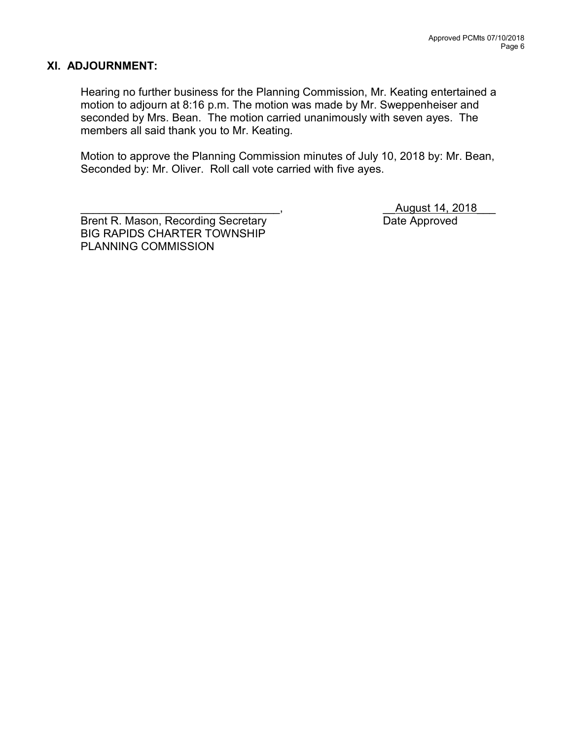## XI. ADJOURNMENT:

Hearing no further business for the Planning Commission, Mr. Keating entertained a motion to adjourn at 8:16 p.m. The motion was made by Mr. Sweppenheiser and seconded by Mrs. Bean. The motion carried unanimously with seven ayes. The members all said thank you to Mr. Keating.

Motion to approve the Planning Commission minutes of July 10, 2018 by: Mr. Bean, Seconded by: Mr. Oliver. Roll call vote carried with five ayes.

_______________________________, August 14, 2018

Brent R. Mason, Recording Secretary — Date Approved

BIG RAPIDS CHARTER TOWNSHIP
PLANNING COMMISSION